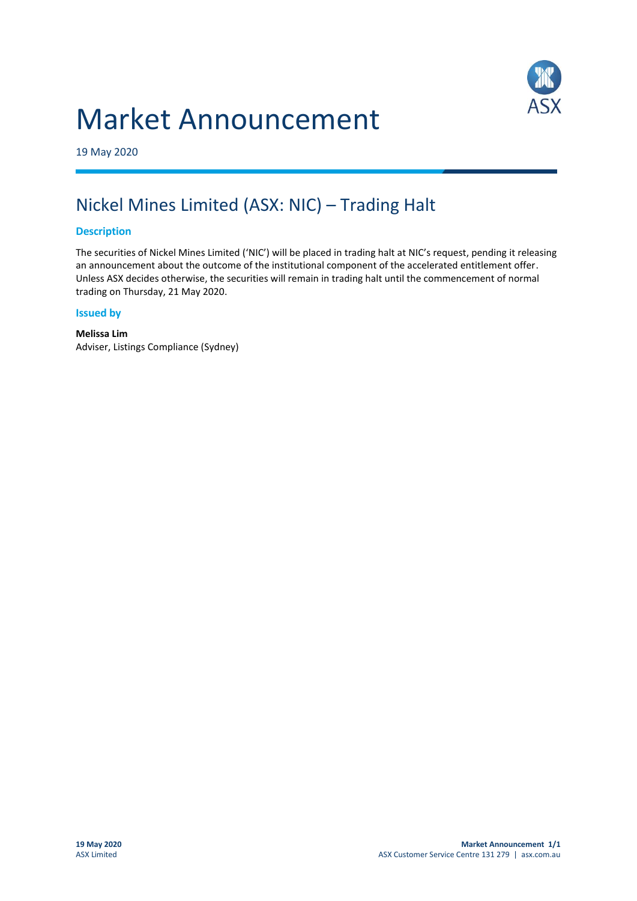# Market Announcement

19 May 2020

## Nickel Mines Limited (ASX: NIC) – Trading Halt

### Description

The securities of Nickel Mines Limited ('NIC') will be placed in trading halt at NIC's request, pending it releasing an announcement about the outcome of the institutional component of the accelerated entitlement offer. Unless ASX decides otherwise, the securities will remain in trading halt until the commencement of normal trading on Thursday, 21 May 2020.

### Issued by

**Melissa Lim**
Adviser, Listings Compliance (Sydney)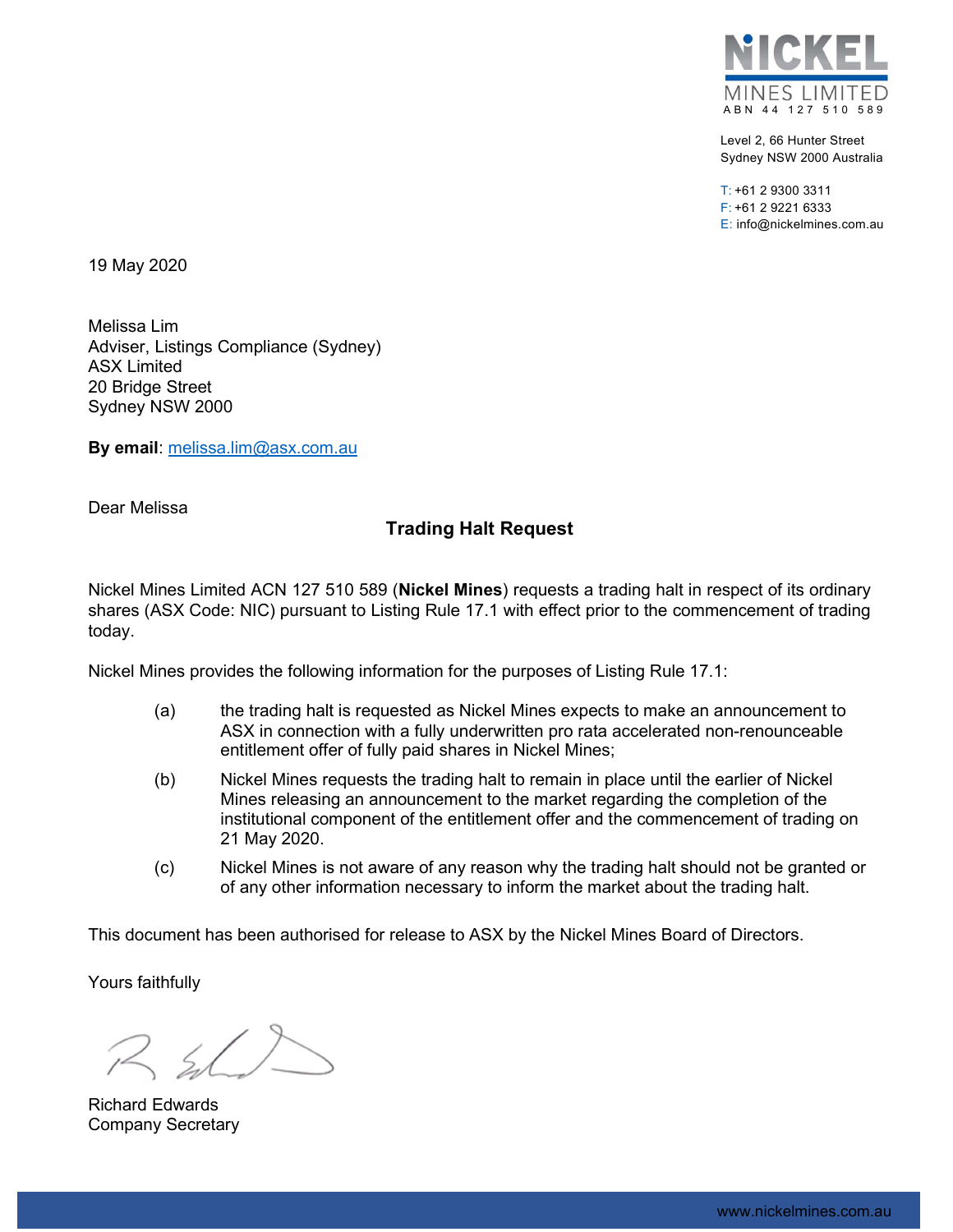**NICKEL MINES LIMITED**
ABN 44 127 510 589

Level 2, 66 Hunter Street
Sydney NSW 2000 Australia

T: +61 2 9300 3311
F: +61 2 9221 6333
E: info@nickelmines.com.au

19 May 2020

Melissa Lim
Adviser, Listings Compliance (Sydney)
ASX Limited
20 Bridge Street
Sydney NSW 2000

**By email**: melissa.lim@asx.com.au

Dear Melissa

## Trading Halt Request

Nickel Mines Limited ACN 127 510 589 (**Nickel Mines**) requests a trading halt in respect of its ordinary shares (ASX Code: NIC) pursuant to Listing Rule 17.1 with effect prior to the commencement of trading today.

Nickel Mines provides the following information for the purposes of Listing Rule 17.1:

(a) the trading halt is requested as Nickel Mines expects to make an announcement to ASX in connection with a fully underwritten pro rata accelerated non-renounceable entitlement offer of fully paid shares in Nickel Mines;

(b) Nickel Mines requests the trading halt to remain in place until the earlier of Nickel Mines releasing an announcement to the market regarding the completion of the institutional component of the entitlement offer and the commencement of trading on 21 May 2020.

(c) Nickel Mines is not aware of any reason why the trading halt should not be granted or of any other information necessary to inform the market about the trading halt.

This document has been authorised for release to ASX by the Nickel Mines Board of Directors.

Yours faithfully

Richard Edwards
Company Secretary

www.nickelmines.com.au